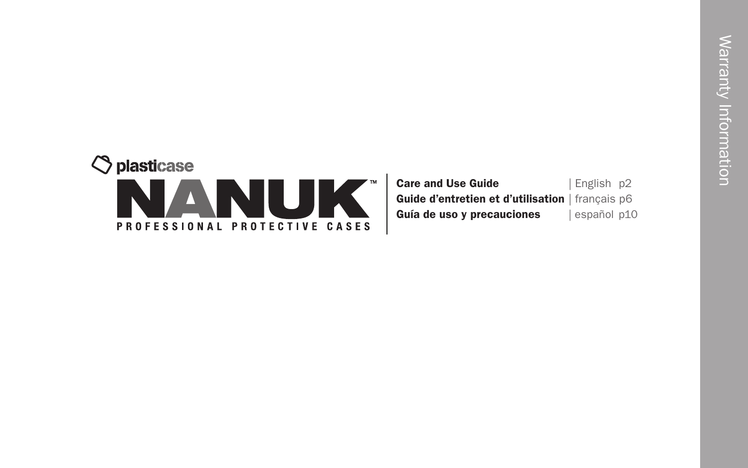plasticase

# NANUK™

PROFESSIONAL PROTECTIVE CASES

**Care and Use Guide** | English p2
**Guide d'entretien et d'utilisation** | français p6
**Guía de uso y precauciones** | español p10

Warranty Information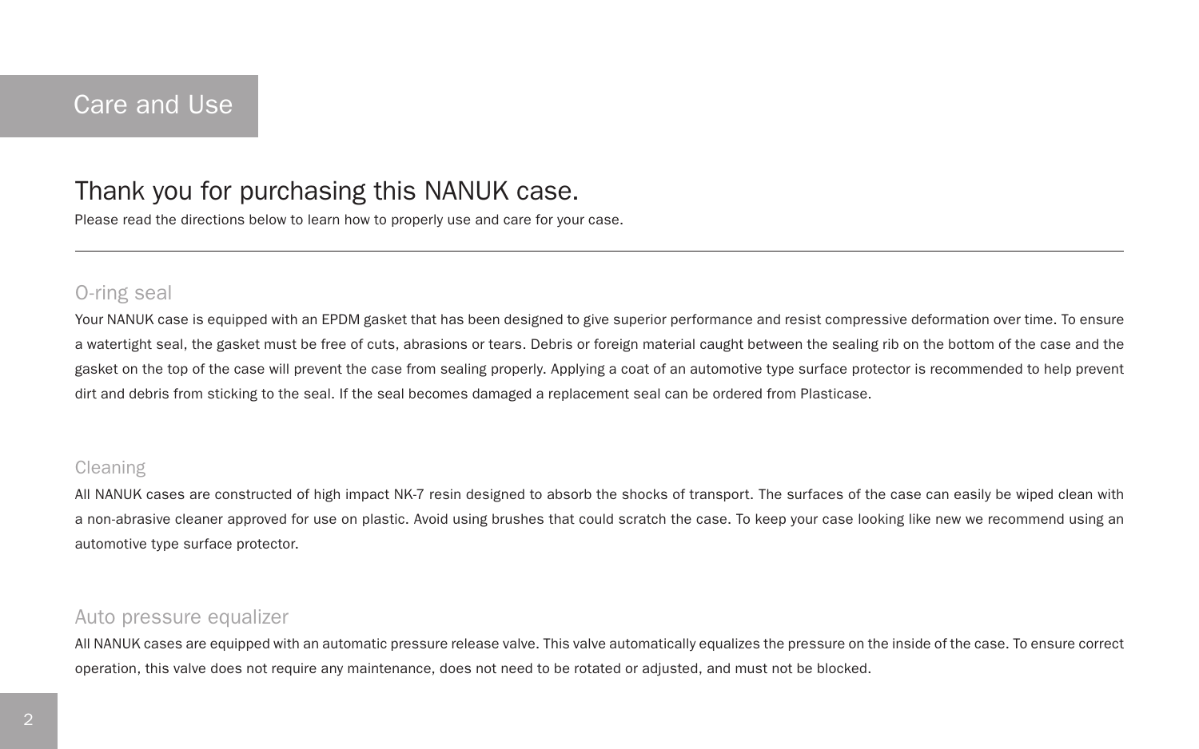# Care and Use

## Thank you for purchasing this NANUK case.

Please read the directions below to learn how to properly use and care for your case.

---

### O-ring seal

Your NANUK case is equipped with an EPDM gasket that has been designed to give superior performance and resist compressive deformation over time. To ensure a watertight seal, the gasket must be free of cuts, abrasions or tears. Debris or foreign material caught between the sealing rib on the bottom of the case and the gasket on the top of the case will prevent the case from sealing properly. Applying a coat of an automotive type surface protector is recommended to help prevent dirt and debris from sticking to the seal. If the seal becomes damaged a replacement seal can be ordered from Plasticase.

### Cleaning

All NANUK cases are constructed of high impact NK-7 resin designed to absorb the shocks of transport. The surfaces of the case can easily be wiped clean with a non-abrasive cleaner approved for use on plastic. Avoid using brushes that could scratch the case. To keep your case looking like new we recommend using an automotive type surface protector.

### Auto pressure equalizer

All NANUK cases are equipped with an automatic pressure release valve. This valve automatically equalizes the pressure on the inside of the case. To ensure correct operation, this valve does not require any maintenance, does not need to be rotated or adjusted, and must not be blocked.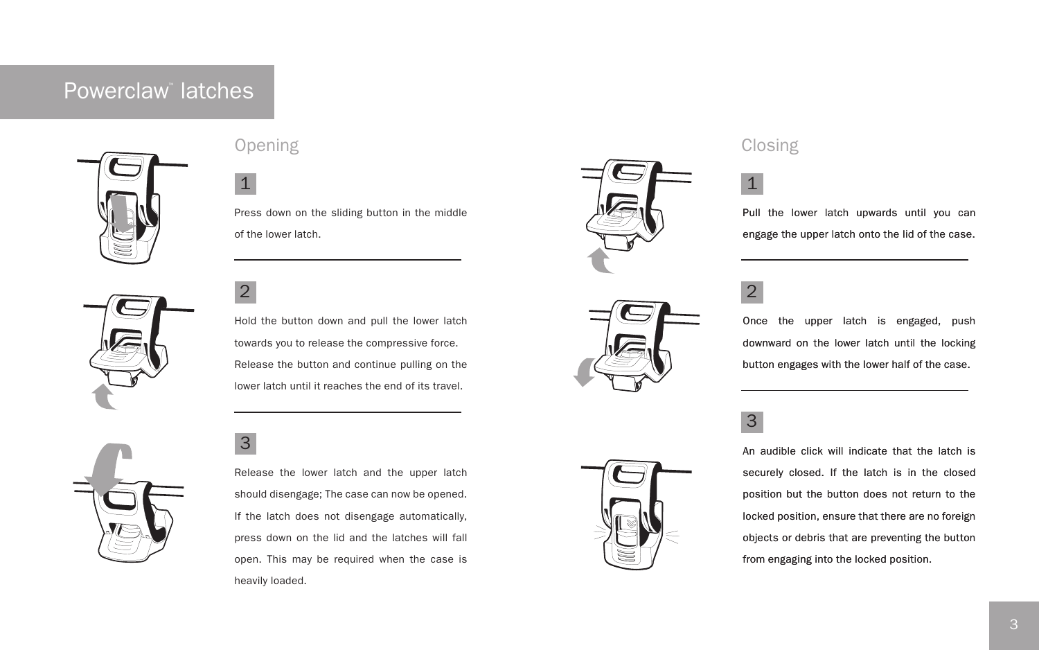# Powerclaw™ latches

## Opening

1

Press down on the sliding button in the middle of the lower latch.

2

Hold the button down and pull the lower latch towards you to release the compressive force. Release the button and continue pulling on the lower latch until it reaches the end of its travel.

3

Release the lower latch and the upper latch should disengage; The case can now be opened. If the latch does not disengage automatically, press down on the lid and the latches will fall open. This may be required when the case is heavily loaded.

## Closing

1

Pull the lower latch upwards until you can engage the upper latch onto the lid of the case.

2

Once the upper latch is engaged, push downward on the lower latch until the locking button engages with the lower half of the case.

3

An audible click will indicate that the latch is securely closed. If the latch is in the closed position but the button does not return to the locked position, ensure that there are no foreign objects or debris that are preventing the button from engaging into the locked position.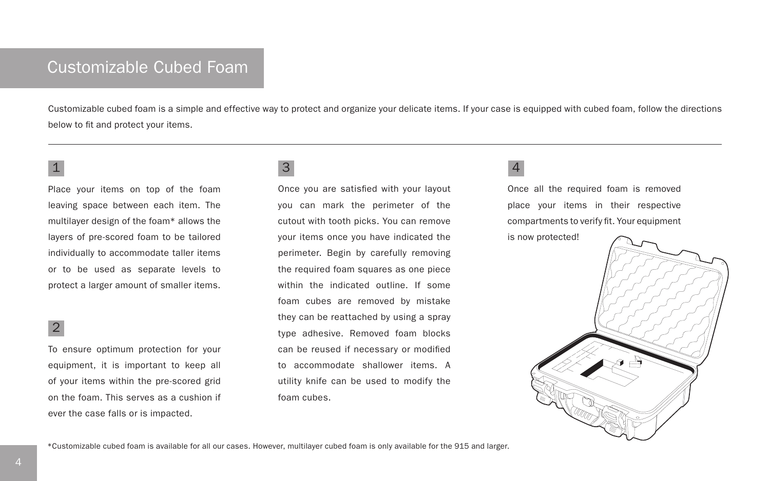# Customizable Cubed Foam

Customizable cubed foam is a simple and effective way to protect and organize your delicate items. If your case is equipped with cubed foam, follow the directions below to fit and protect your items.

---

### 1

Place your items on top of the foam leaving space between each item. The multilayer design of the foam* allows the layers of pre-scored foam to be tailored individually to accommodate taller items or to be used as separate levels to protect a larger amount of smaller items.

### 2

To ensure optimum protection for your equipment, it is important to keep all of your items within the pre-scored grid on the foam. This serves as a cushion if ever the case falls or is impacted.

### 3

Once you are satisfied with your layout you can mark the perimeter of the cutout with tooth picks. You can remove your items once you have indicated the perimeter. Begin by carefully removing the required foam squares as one piece within the indicated outline. If some foam cubes are removed by mistake they can be reattached by using a spray type adhesive. Removed foam blocks can be reused if necessary or modified to accommodate shallower items. A utility knife can be used to modify the foam cubes.

### 4

Once all the required foam is removed place your items in their respective compartments to verify fit. Your equipment is now protected!

*Customizable cubed foam is available for all our cases. However, multilayer cubed foam is only available for the 915 and larger.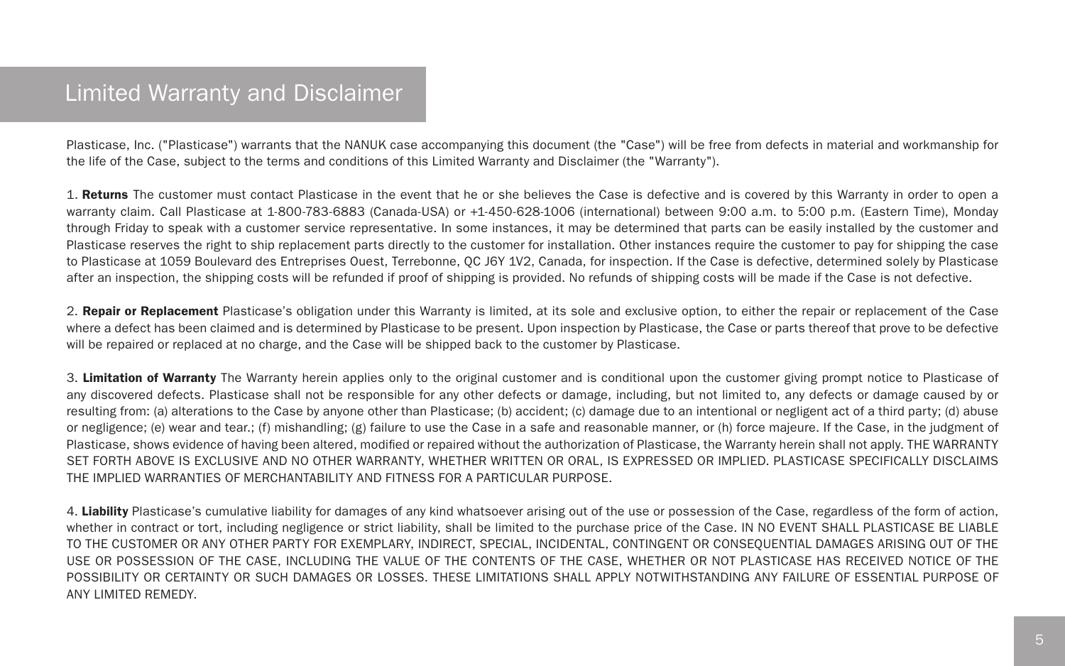# Limited Warranty and Disclaimer

Plasticase, Inc. ("Plasticase") warrants that the NANUK case accompanying this document (the "Case") will be free from defects in material and workmanship for the life of the Case, subject to the terms and conditions of this Limited Warranty and Disclaimer (the "Warranty").

1. **Returns** The customer must contact Plasticase in the event that he or she believes the Case is defective and is covered by this Warranty in order to open a warranty claim. Call Plasticase at 1-800-783-6883 (Canada-USA) or +1-450-628-1006 (international) between 9:00 a.m. to 5:00 p.m. (Eastern Time), Monday through Friday to speak with a customer service representative. In some instances, it may be determined that parts can be easily installed by the customer and Plasticase reserves the right to ship replacement parts directly to the customer for installation. Other instances require the customer to pay for shipping the case to Plasticase at 1059 Boulevard des Entreprises Ouest, Terrebonne, QC J6Y 1V2, Canada, for inspection. If the Case is defective, determined solely by Plasticase after an inspection, the shipping costs will be refunded if proof of shipping is provided. No refunds of shipping costs will be made if the Case is not defective.

2. **Repair or Replacement** Plasticase's obligation under this Warranty is limited, at its sole and exclusive option, to either the repair or replacement of the Case where a defect has been claimed and is determined by Plasticase to be present. Upon inspection by Plasticase, the Case or parts thereof that prove to be defective will be repaired or replaced at no charge, and the Case will be shipped back to the customer by Plasticase.

3. **Limitation of Warranty** The Warranty herein applies only to the original customer and is conditional upon the customer giving prompt notice to Plasticase of any discovered defects. Plasticase shall not be responsible for any other defects or damage, including, but not limited to, any defects or damage caused by or resulting from: (a) alterations to the Case by anyone other than Plasticase; (b) accident; (c) damage due to an intentional or negligent act of a third party; (d) abuse or negligence; (e) wear and tear.; (f) mishandling; (g) failure to use the Case in a safe and reasonable manner, or (h) force majeure. If the Case, in the judgment of Plasticase, shows evidence of having been altered, modified or repaired without the authorization of Plasticase, the Warranty herein shall not apply. THE WARRANTY SET FORTH ABOVE IS EXCLUSIVE AND NO OTHER WARRANTY, WHETHER WRITTEN OR ORAL, IS EXPRESSED OR IMPLIED. PLASTICASE SPECIFICALLY DISCLAIMS THE IMPLIED WARRANTIES OF MERCHANTABILITY AND FITNESS FOR A PARTICULAR PURPOSE.

4. **Liability** Plasticase's cumulative liability for damages of any kind whatsoever arising out of the use or possession of the Case, regardless of the form of action, whether in contract or tort, including negligence or strict liability, shall be limited to the purchase price of the Case. IN NO EVENT SHALL PLASTICASE BE LIABLE TO THE CUSTOMER OR ANY OTHER PARTY FOR EXEMPLARY, INDIRECT, SPECIAL, INCIDENTAL, CONTINGENT OR CONSEQUENTIAL DAMAGES ARISING OUT OF THE USE OR POSSESSION OF THE CASE, INCLUDING THE VALUE OF THE CONTENTS OF THE CASE, WHETHER OR NOT PLASTICASE HAS RECEIVED NOTICE OF THE POSSIBILITY OR CERTAINTY OR SUCH DAMAGES OR LOSSES. THESE LIMITATIONS SHALL APPLY NOTWITHSTANDING ANY FAILURE OF ESSENTIAL PURPOSE OF ANY LIMITED REMEDY.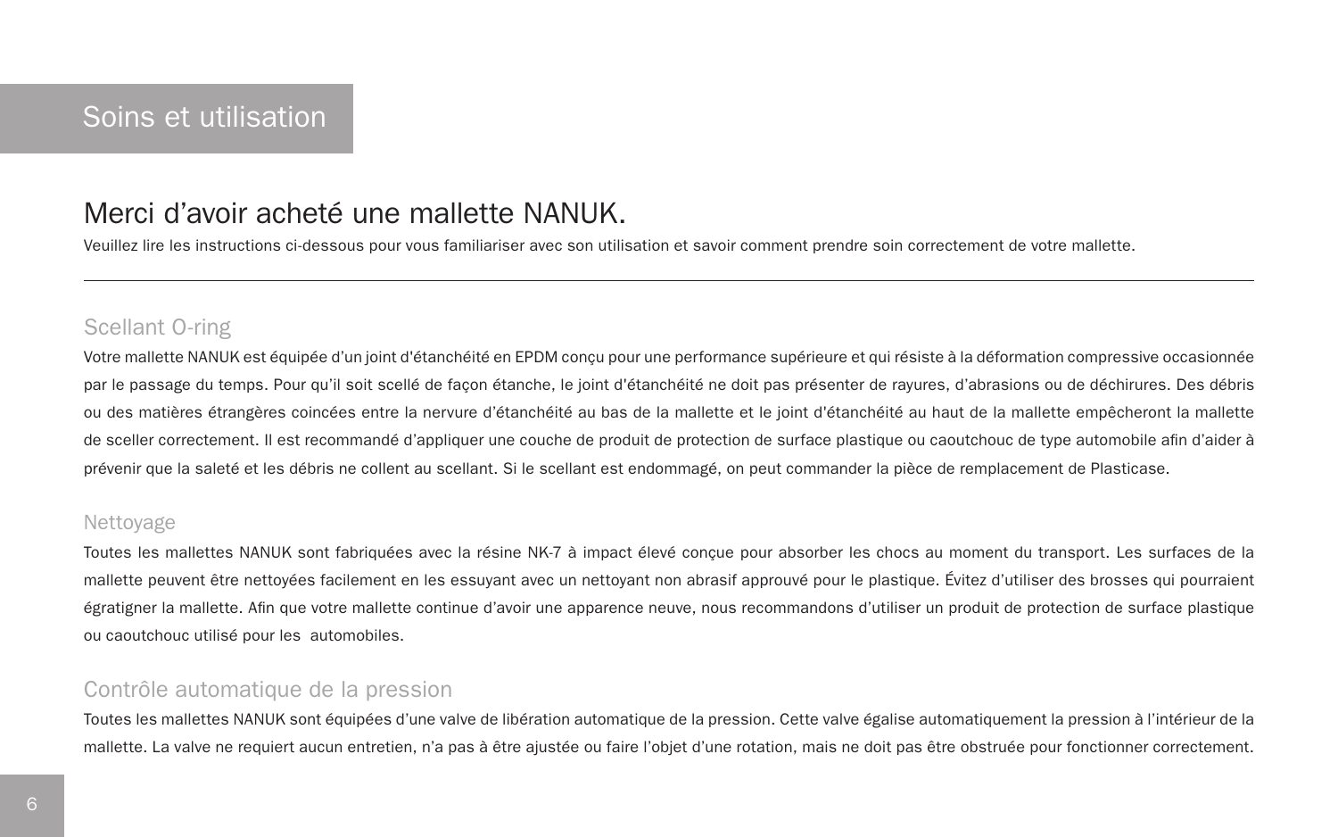# Soins et utilisation

## Merci d'avoir acheté une mallette NANUK.

Veuillez lire les instructions ci-dessous pour vous familiariser avec son utilisation et savoir comment prendre soin correctement de votre mallette.

---

### Scellant O-ring

Votre mallette NANUK est équipée d'un joint d'étanchéité en EPDM conçu pour une performance supérieure et qui résiste à la déformation compressive occasionnée par le passage du temps. Pour qu'il soit scellé de façon étanche, le joint d'étanchéité ne doit pas présenter de rayures, d'abrasions ou de déchirures. Des débris ou des matières étrangères coincées entre la nervure d'étanchéité au bas de la mallette et le joint d'étanchéité au haut de la mallette empêcheront la mallette de sceller correctement. Il est recommandé d'appliquer une couche de produit de protection de surface plastique ou caoutchouc de type automobile afin d'aider à prévenir que la saleté et les débris ne collent au scellant. Si le scellant est endommagé, on peut commander la pièce de remplacement de Plasticase.

### Nettoyage

Toutes les mallettes NANUK sont fabriquées avec la résine NK-7 à impact élevé conçue pour absorber les chocs au moment du transport. Les surfaces de la mallette peuvent être nettoyées facilement en les essuyant avec un nettoyant non abrasif approuvé pour le plastique. Évitez d'utiliser des brosses qui pourraient égratigner la mallette. Afin que votre mallette continue d'avoir une apparence neuve, nous recommandons d'utiliser un produit de protection de surface plastique ou caoutchouc utilisé pour les automobiles.

### Contrôle automatique de la pression

Toutes les mallettes NANUK sont équipées d'une valve de libération automatique de la pression. Cette valve égalise automatiquement la pression à l'intérieur de la mallette. La valve ne requiert aucun entretien, n'a pas à être ajustée ou faire l'objet d'une rotation, mais ne doit pas être obstruée pour fonctionner correctement.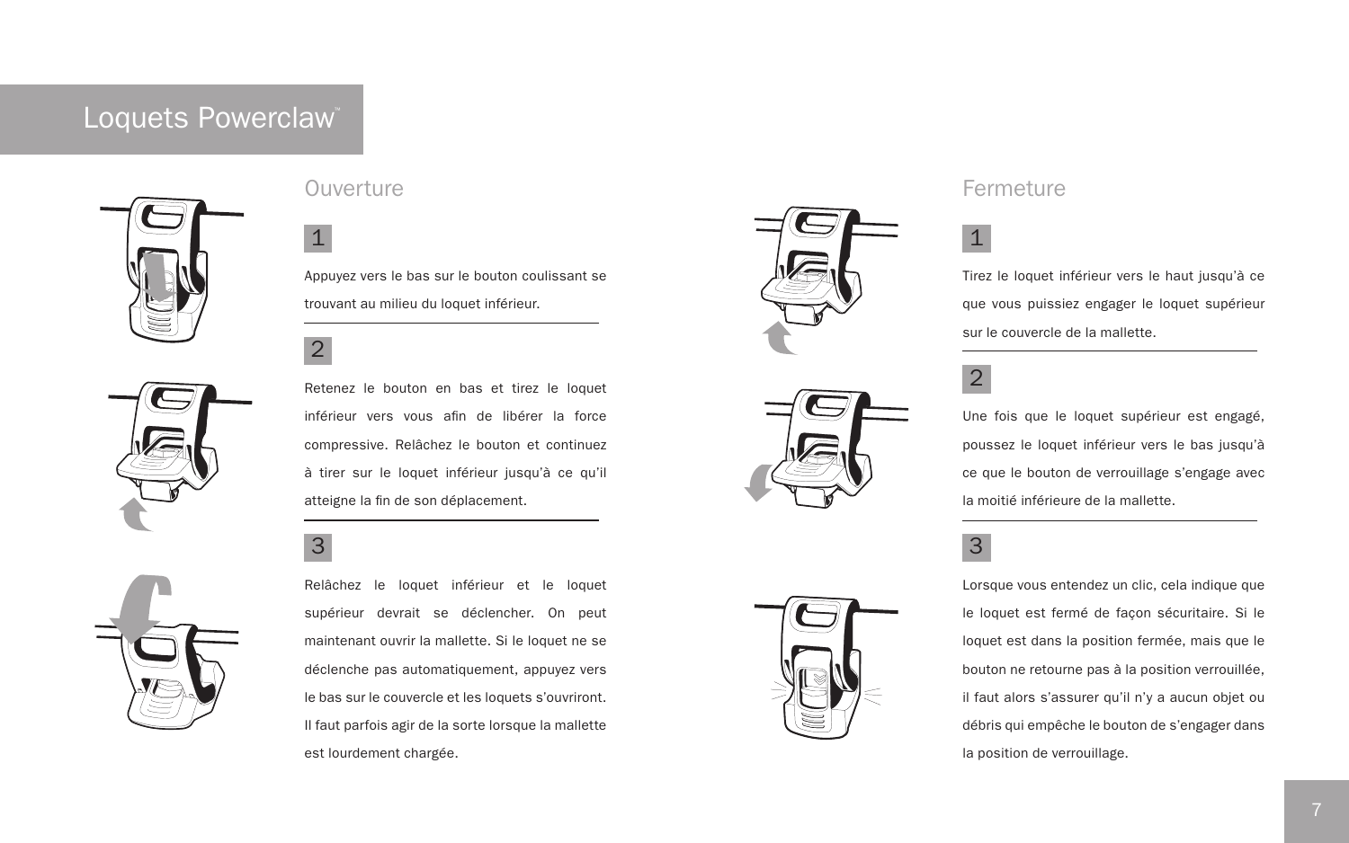# Loquets Powerclaw™

## Ouverture

**1**

Appuyez vers le bas sur le bouton coulissant se trouvant au milieu du loquet inférieur.

**2**

Retenez le bouton en bas et tirez le loquet inférieur vers vous afin de libérer la force compressive. Relâchez le bouton et continuez à tirer sur le loquet inférieur jusqu'à ce qu'il atteigne la fin de son déplacement.

**3**

Relâchez le loquet inférieur et le loquet supérieur devrait se déclencher. On peut maintenant ouvrir la mallette. Si le loquet ne se déclenche pas automatiquement, appuyez vers le bas sur le couvercle et les loquets s'ouvriront. Il faut parfois agir de la sorte lorsque la mallette est lourdement chargée.

## Fermeture

**1**

Tirez le loquet inférieur vers le haut jusqu'à ce que vous puissiez engager le loquet supérieur sur le couvercle de la mallette.

**2**

Une fois que le loquet supérieur est engagé, poussez le loquet inférieur vers le bas jusqu'à ce que le bouton de verrouillage s'engage avec la moitié inférieure de la mallette.

**3**

Lorsque vous entendez un clic, cela indique que le loquet est fermé de façon sécuritaire. Si le loquet est dans la position fermée, mais que le bouton ne retourne pas à la position verrouillée, il faut alors s'assurer qu'il n'y a aucun objet ou débris qui empêche le bouton de s'engager dans la position de verrouillage.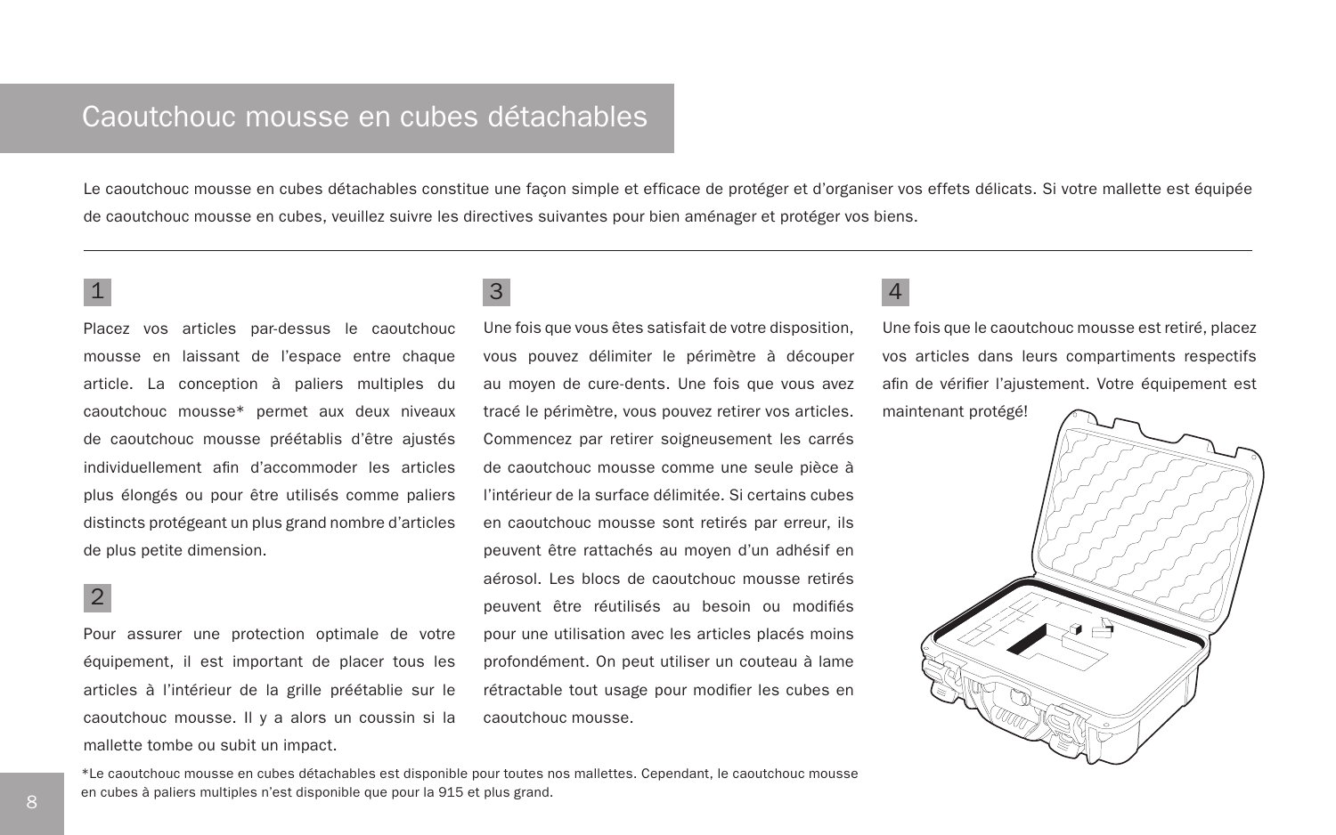# Caoutchouc mousse en cubes détachables

Le caoutchouc mousse en cubes détachables constitue une façon simple et efficace de protéger et d'organiser vos effets délicats. Si votre mallette est équipée de caoutchouc mousse en cubes, veuillez suivre les directives suivantes pour bien aménager et protéger vos biens.

---

## 1

Placez vos articles par-dessus le caoutchouc mousse en laissant de l'espace entre chaque article. La conception à paliers multiples du caoutchouc mousse* permet aux deux niveaux de caoutchouc mousse préétablis d'être ajustés individuellement afin d'accommoder les articles plus élongés ou pour être utilisés comme paliers distincts protégeant un plus grand nombre d'articles de plus petite dimension.

## 2

Pour assurer une protection optimale de votre équipement, il est important de placer tous les articles à l'intérieur de la grille préétablie sur le caoutchouc mousse. Il y a alors un coussin si la mallette tombe ou subit un impact.

## 3

Une fois que vous êtes satisfait de votre disposition, vous pouvez délimiter le périmètre à découper au moyen de cure-dents. Une fois que vous avez tracé le périmètre, vous pouvez retirer vos articles. Commencez par retirer soigneusement les carrés de caoutchouc mousse comme une seule pièce à l'intérieur de la surface délimitée. Si certains cubes en caoutchouc mousse sont retirés par erreur, ils peuvent être rattachés au moyen d'un adhésif en aérosol. Les blocs de caoutchouc mousse retirés peuvent être réutilisés au besoin ou modifiés pour une utilisation avec les articles placés moins profondément. On peut utiliser un couteau à lame rétractable tout usage pour modifier les cubes en caoutchouc mousse.

## 4

Une fois que le caoutchouc mousse est retiré, placez vos articles dans leurs compartiments respectifs afin de vérifier l'ajustement. Votre équipement est maintenant protégé!

*Le caoutchouc mousse en cubes détachables est disponible pour toutes nos mallettes. Cependant, le caoutchouc mousse en cubes à paliers multiples n'est disponible que pour la 915 et plus grand.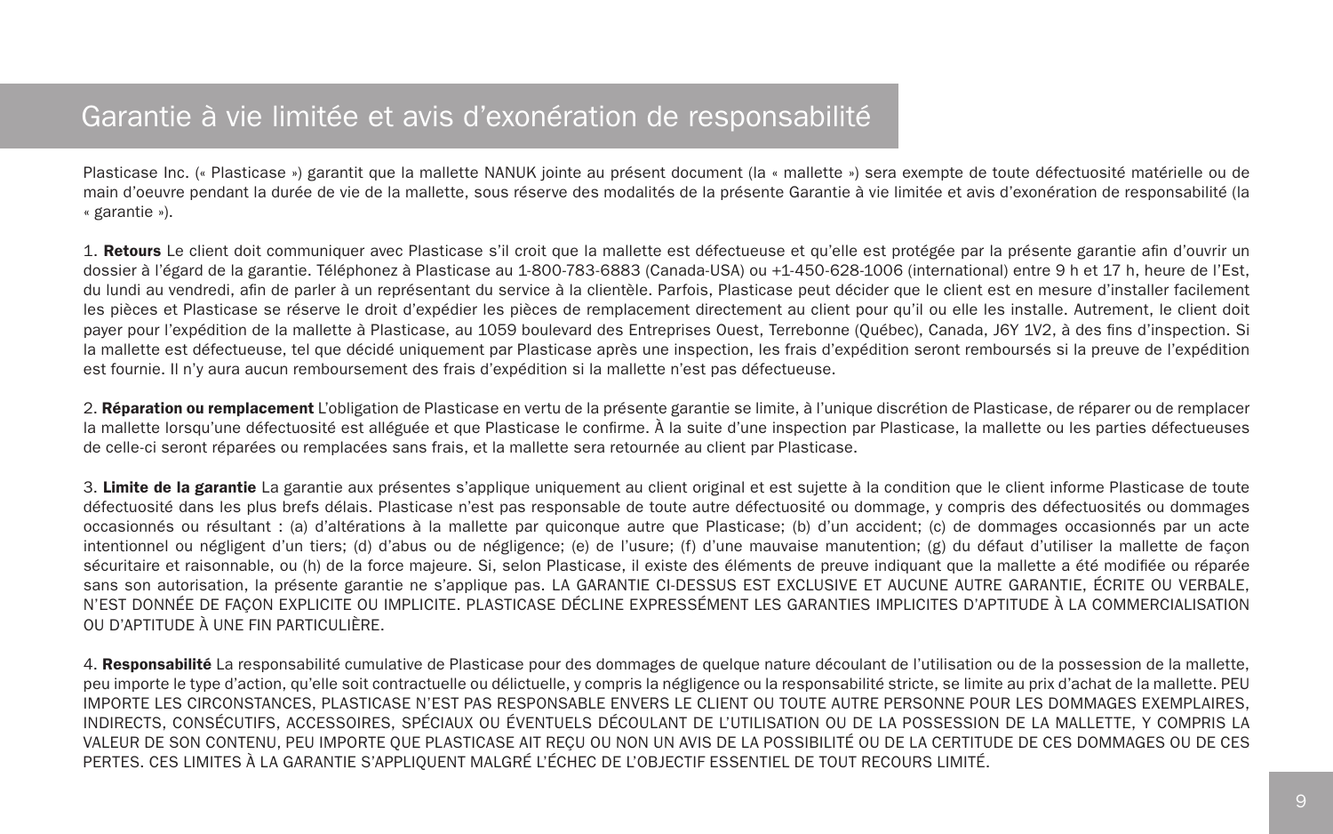# Garantie à vie limitée et avis d'exonération de responsabilité

Plasticase Inc. (« Plasticase ») garantit que la mallette NANUK jointe au présent document (la « mallette ») sera exempte de toute défectuosité matérielle ou de main d'oeuvre pendant la durée de vie de la mallette, sous réserve des modalités de la présente Garantie à vie limitée et avis d'exonération de responsabilité (la « garantie »).

1. **Retours** Le client doit communiquer avec Plasticase s'il croit que la mallette est défectueuse et qu'elle est protégée par la présente garantie afin d'ouvrir un dossier à l'égard de la garantie. Téléphonez à Plasticase au 1-800-783-6883 (Canada-USA) ou +1-450-628-1006 (international) entre 9 h et 17 h, heure de l'Est, du lundi au vendredi, afin de parler à un représentant du service à la clientèle. Parfois, Plasticase peut décider que le client est en mesure d'installer facilement les pièces et Plasticase se réserve le droit d'expédier les pièces de remplacement directement au client pour qu'il ou elle les installe. Autrement, le client doit payer pour l'expédition de la mallette à Plasticase, au 1059 boulevard des Entreprises Ouest, Terrebonne (Québec), Canada, J6Y 1V2, à des fins d'inspection. Si la mallette est défectueuse, tel que décidé uniquement par Plasticase après une inspection, les frais d'expédition seront remboursés si la preuve de l'expédition est fournie. Il n'y aura aucun remboursement des frais d'expédition si la mallette n'est pas défectueuse.

2. **Réparation ou remplacement** L'obligation de Plasticase en vertu de la présente garantie se limite, à l'unique discrétion de Plasticase, de réparer ou de remplacer la mallette lorsqu'une défectuosité est alléguée et que Plasticase le confirme. À la suite d'une inspection par Plasticase, la mallette ou les parties défectueuses de celle-ci seront réparées ou remplacées sans frais, et la mallette sera retournée au client par Plasticase.

3. **Limite de la garantie** La garantie aux présentes s'applique uniquement au client original et est sujette à la condition que le client informe Plasticase de toute défectuosité dans les plus brefs délais. Plasticase n'est pas responsable de toute autre défectuosité ou dommage, y compris des défectuosités ou dommages occasionnés ou résultant : (a) d'altérations à la mallette par quiconque autre que Plasticase; (b) d'un accident; (c) de dommages occasionnés par un acte intentionnel ou négligent d'un tiers; (d) d'abus ou de négligence; (e) de l'usure; (f) d'une mauvaise manutention; (g) du défaut d'utiliser la mallette de façon sécuritaire et raisonnable, ou (h) de la force majeure. Si, selon Plasticase, il existe des éléments de preuve indiquant que la mallette a été modifiée ou réparée sans son autorisation, la présente garantie ne s'applique pas. LA GARANTIE CI-DESSUS EST EXCLUSIVE ET AUCUNE AUTRE GARANTIE, ÉCRITE OU VERBALE, N'EST DONNÉE DE FAÇON EXPLICITE OU IMPLICITE. PLASTICASE DÉCLINE EXPRESSÉMENT LES GARANTIES IMPLICITES D'APTITUDE À LA COMMERCIALISATION OU D'APTITUDE À UNE FIN PARTICULIÈRE.

4. **Responsabilité** La responsabilité cumulative de Plasticase pour des dommages de quelque nature découlant de l'utilisation ou de la possession de la mallette, peu importe le type d'action, qu'elle soit contractuelle ou délictuelle, y compris la négligence ou la responsabilité stricte, se limite au prix d'achat de la mallette. PEU IMPORTE LES CIRCONSTANCES, PLASTICASE N'EST PAS RESPONSABLE ENVERS LE CLIENT OU TOUTE AUTRE PERSONNE POUR LES DOMMAGES EXEMPLAIRES, INDIRECTS, CONSÉCUTIFS, ACCESSOIRES, SPÉCIAUX OU ÉVENTUELS DÉCOULANT DE L'UTILISATION OU DE LA POSSESSION DE LA MALLETTE, Y COMPRIS LA VALEUR DE SON CONTENU, PEU IMPORTE QUE PLASTICASE AIT REÇU OU NON UN AVIS DE LA POSSIBILITÉ OU DE LA CERTITUDE DE CES DOMMAGES OU DE CES PERTES. CES LIMITES À LA GARANTIE S'APPLIQUENT MALGRÉ L'ÉCHEC DE L'OBJECTIF ESSENTIEL DE TOUT RECOURS LIMITÉ.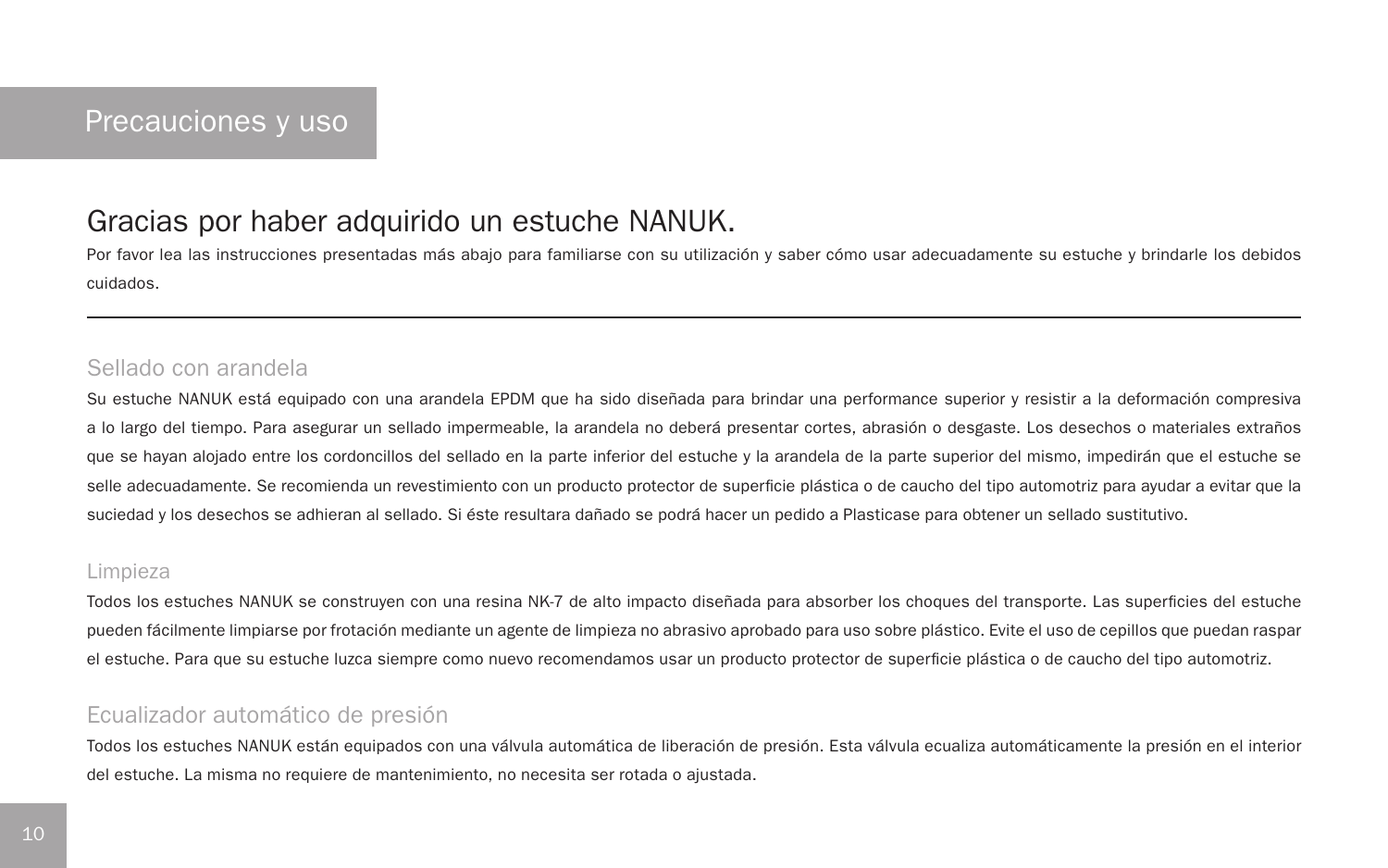# Precauciones y uso

## Gracias por haber adquirido un estuche NANUK.

Por favor lea las instrucciones presentadas más abajo para familiarse con su utilización y saber cómo usar adecuadamente su estuche y brindarle los debidos cuidados.

---

### Sellado con arandela

Su estuche NANUK está equipado con una arandela EPDM que ha sido diseñada para brindar una performance superior y resistir a la deformación compresiva a lo largo del tiempo. Para asegurar un sellado impermeable, la arandela no deberá presentar cortes, abrasión o desgaste. Los desechos o materiales extraños que se hayan alojado entre los cordoncillos del sellado en la parte inferior del estuche y la arandela de la parte superior del mismo, impedirán que el estuche se selle adecuadamente. Se recomienda un revestimiento con un producto protector de superficie plástica o de caucho del tipo automotriz para ayudar a evitar que la suciedad y los desechos se adhieran al sellado. Si éste resultara dañado se podrá hacer un pedido a Plasticase para obtener un sellado sustitutivo.

### Limpieza

Todos los estuches NANUK se construyen con una resina NK-7 de alto impacto diseñada para absorber los choques del transporte. Las superficies del estuche pueden fácilmente limpiarse por frotación mediante un agente de limpieza no abrasivo aprobado para uso sobre plástico. Evite el uso de cepillos que puedan raspar el estuche. Para que su estuche luzca siempre como nuevo recomendamos usar un producto protector de superficie plástica o de caucho del tipo automotriz.

### Ecualizador automático de presión

Todos los estuches NANUK están equipados con una válvula automática de liberación de presión. Esta válvula ecualiza automáticamente la presión en el interior del estuche. La misma no requiere de mantenimiento, no necesita ser rotada o ajustada.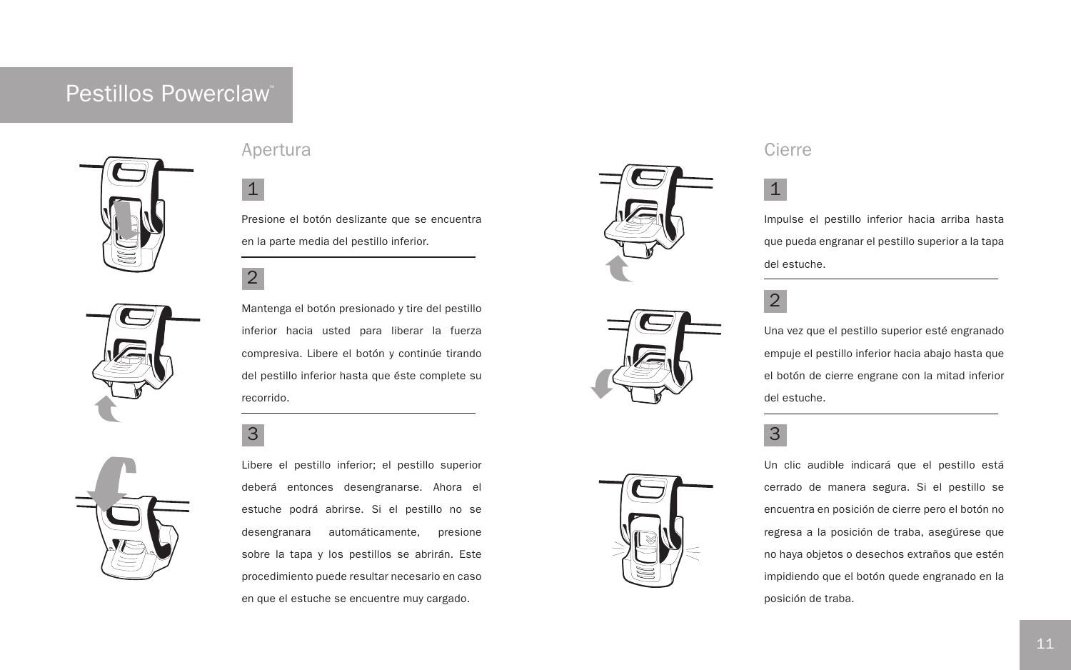# Pestillos Powerclaw™

## Apertura

### 1

Presione el botón deslizante que se encuentra en la parte media del pestillo inferior.

### 2

Mantenga el botón presionado y tire del pestillo inferior hacia usted para liberar la fuerza compresiva. Libere el botón y continúe tirando del pestillo inferior hasta que éste complete su recorrido.

### 3

Libere el pestillo inferior; el pestillo superior deberá entonces desengranarse. Ahora el estuche podrá abrirse. Si el pestillo no se desengranara automáticamente, presione sobre la tapa y los pestillos se abrirán. Este procedimiento puede resultar necesario en caso en que el estuche se encuentre muy cargado.

## Cierre

### 1

Impulse el pestillo inferior hacia arriba hasta que pueda engranar el pestillo superior a la tapa del estuche.

### 2

Una vez que el pestillo superior esté engranado empuje el pestillo inferior hacia abajo hasta que el botón de cierre engrane con la mitad inferior del estuche.

### 3

Un clic audible indicará que el pestillo está cerrado de manera segura. Si el pestillo se encuentra en posición de cierre pero el botón no regresa a la posición de traba, asegúrese que no haya objetos o desechos extraños que estén impidiendo que el botón quede engranado en la posición de traba.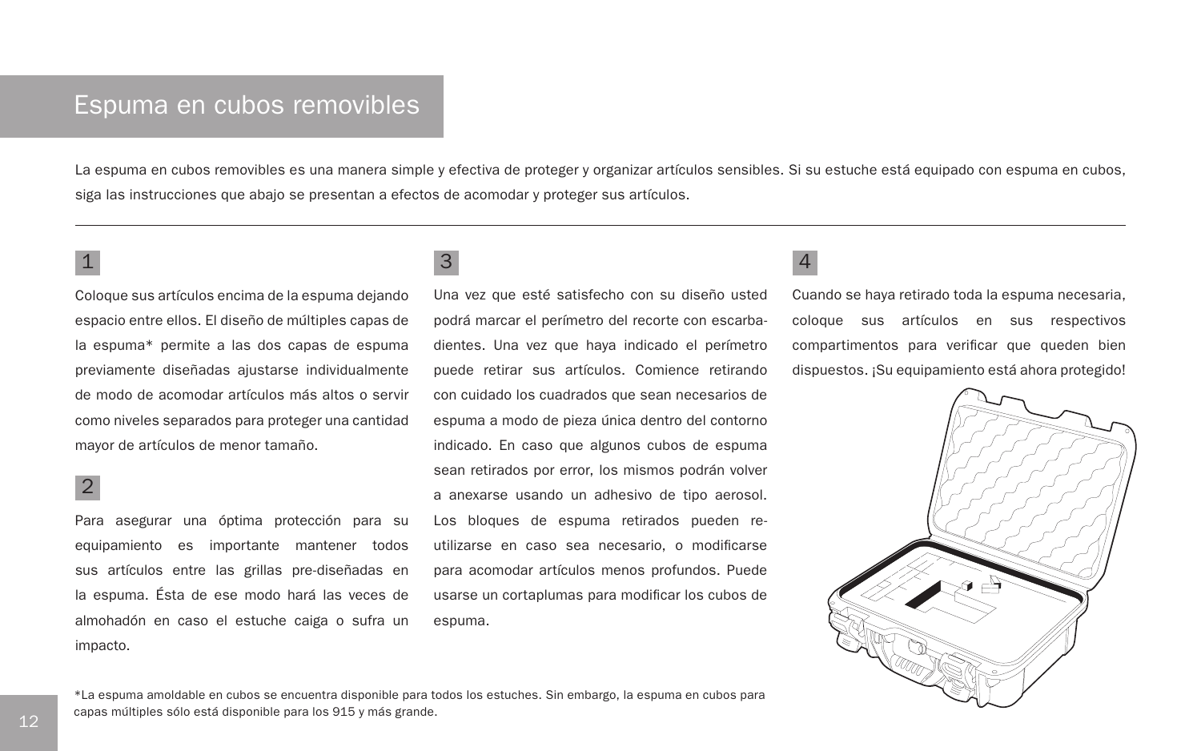# Espuma en cubos removibles

La espuma en cubos removibles es una manera simple y efectiva de proteger y organizar artículos sensibles. Si su estuche está equipado con espuma en cubos, siga las instrucciones que abajo se presentan a efectos de acomodar y proteger sus artículos.

---

### 1

Coloque sus artículos encima de la espuma dejando espacio entre ellos. El diseño de múltiples capas de la espuma* permite a las dos capas de espuma previamente diseñadas ajustarse individualmente de modo de acomodar artículos más altos o servir como niveles separados para proteger una cantidad mayor de artículos de menor tamaño.

### 2

Para asegurar una óptima protección para su equipamiento es importante mantener todos sus artículos entre las grillas pre-diseñadas en la espuma. Ésta de ese modo hará las veces de almohadón en caso el estuche caiga o sufra un impacto.

### 3

Una vez que esté satisfecho con su diseño usted podrá marcar el perímetro del recorte con escarbadientes. Una vez que haya indicado el perímetro puede retirar sus artículos. Comience retirando con cuidado los cuadrados que sean necesarios de espuma a modo de pieza única dentro del contorno indicado. En caso que algunos cubos de espuma sean retirados por error, los mismos podrán volver a anexarse usando un adhesivo de tipo aerosol. Los bloques de espuma retirados pueden reutilizarse en caso sea necesario, o modificarse para acomodar artículos menos profundos. Puede usarse un cortaplumas para modificar los cubos de espuma.

### 4

Cuando se haya retirado toda la espuma necesaria, coloque sus artículos en sus respectivos compartimentos para verificar que queden bien dispuestos. ¡Su equipamiento está ahora protegido!

*La espuma amoldable en cubos se encuentra disponible para todos los estuches. Sin embargo, la espuma en cubos para capas múltiples sólo está disponible para los 915 y más grande.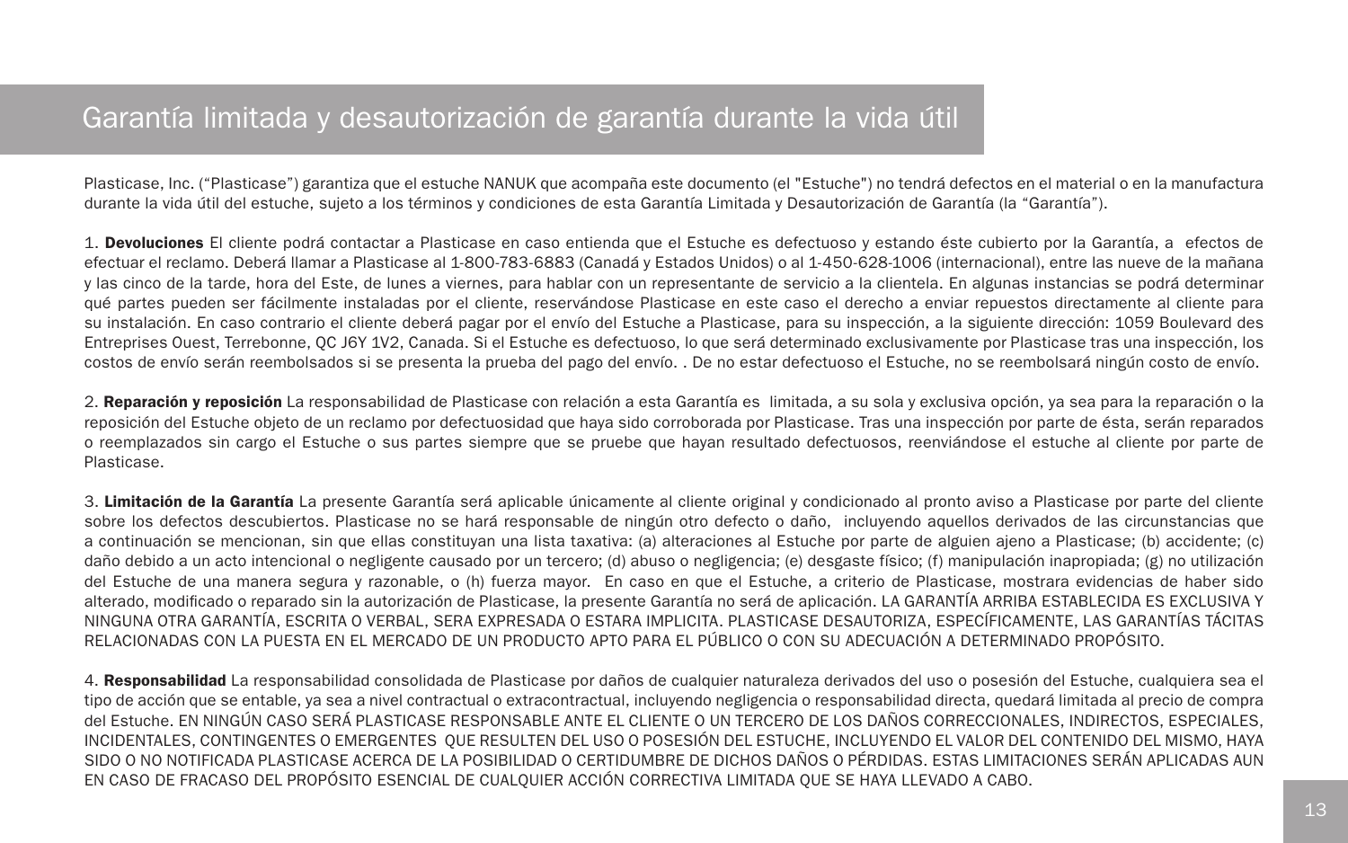# Garantía limitada y desautorización de garantía durante la vida útil

Plasticase, Inc. (“Plasticase”) garantiza que el estuche NANUK que acompaña este documento (el "Estuche") no tendrá defectos en el material o en la manufactura durante la vida útil del estuche, sujeto a los términos y condiciones de esta Garantía Limitada y Desautorización de Garantía (la “Garantía”).

1. **Devoluciones** El cliente podrá contactar a Plasticase en caso entienda que el Estuche es defectuoso y estando éste cubierto por la Garantía, a efectos de efectuar el reclamo. Deberá llamar a Plasticase al 1-800-783-6883 (Canadá y Estados Unidos) o al 1-450-628-1006 (internacional), entre las nueve de la mañana y las cinco de la tarde, hora del Este, de lunes a viernes, para hablar con un representante de servicio a la clientela. En algunas instancias se podrá determinar qué partes pueden ser fácilmente instaladas por el cliente, reservándose Plasticase en este caso el derecho a enviar repuestos directamente al cliente para su instalación. En caso contrario el cliente deberá pagar por el envío del Estuche a Plasticase, para su inspección, a la siguiente dirección: 1059 Boulevard des Entreprises Ouest, Terrebonne, QC J6Y 1V2, Canada. Si el Estuche es defectuoso, lo que será determinado exclusivamente por Plasticase tras una inspección, los costos de envío serán reembolsados si se presenta la prueba del pago del envío. . De no estar defectuoso el Estuche, no se reembolsará ningún costo de envío.

2. **Reparación y reposición** La responsabilidad de Plasticase con relación a esta Garantía es limitada, a su sola y exclusiva opción, ya sea para la reparación o la reposición del Estuche objeto de un reclamo por defectuosidad que haya sido corroborada por Plasticase. Tras una inspección por parte de ésta, serán reparados o reemplazados sin cargo el Estuche o sus partes siempre que se pruebe que hayan resultado defectuosos, reenviándose el estuche al cliente por parte de Plasticase.

3. **Limitación de la Garantía** La presente Garantía será aplicable únicamente al cliente original y condicionado al pronto aviso a Plasticase por parte del cliente sobre los defectos descubiertos. Plasticase no se hará responsable de ningún otro defecto o daño, incluyendo aquellos derivados de las circunstancias que a continuación se mencionan, sin que ellas constituyan una lista taxativa: (a) alteraciones al Estuche por parte de alguien ajeno a Plasticase; (b) accidente; (c) daño debido a un acto intencional o negligente causado por un tercero; (d) abuso o negligencia; (e) desgaste físico; (f) manipulación inapropiada; (g) no utilización del Estuche de una manera segura y razonable, o (h) fuerza mayor. En caso en que el Estuche, a criterio de Plasticase, mostrara evidencias de haber sido alterado, modificado o reparado sin la autorización de Plasticase, la presente Garantía no será de aplicación. LA GARANTÍA ARRIBA ESTABLECIDA ES EXCLUSIVA Y NINGUNA OTRA GARANTÍA, ESCRITA O VERBAL, SERA EXPRESADA O ESTARA IMPLICITA. PLASTICASE DESAUTORIZA, ESPECÍFICAMENTE, LAS GARANTÍAS TÁCITAS RELACIONADAS CON LA PUESTA EN EL MERCADO DE UN PRODUCTO APTO PARA EL PÚBLICO O CON SU ADECUACIÓN A DETERMINADO PROPÓSITO.

4. **Responsabilidad** La responsabilidad consolidada de Plasticase por daños de cualquier naturaleza derivados del uso o posesión del Estuche, cualquiera sea el tipo de acción que se entable, ya sea a nivel contractual o extracontractual, incluyendo negligencia o responsabilidad directa, quedará limitada al precio de compra del Estuche. EN NINGÚN CASO SERÁ PLASTICASE RESPONSABLE ANTE EL CLIENTE O UN TERCERO DE LOS DAÑOS CORRECCIONALES, INDIRECTOS, ESPECIALES, INCIDENTALES, CONTINGENTES O EMERGENTES QUE RESULTEN DEL USO O POSESIÓN DEL ESTUCHE, INCLUYENDO EL VALOR DEL CONTENIDO DEL MISMO, HAYA SIDO O NO NOTIFICADA PLASTICASE ACERCA DE LA POSIBILIDAD O CERTIDUMBRE DE DICHOS DAÑOS O PÉRDIDAS. ESTAS LIMITACIONES SERÁN APLICADAS AUN EN CASO DE FRACASO DEL PROPÓSITO ESENCIAL DE CUALQUIER ACCIÓN CORRECTIVA LIMITADA QUE SE HAYA LLEVADO A CABO.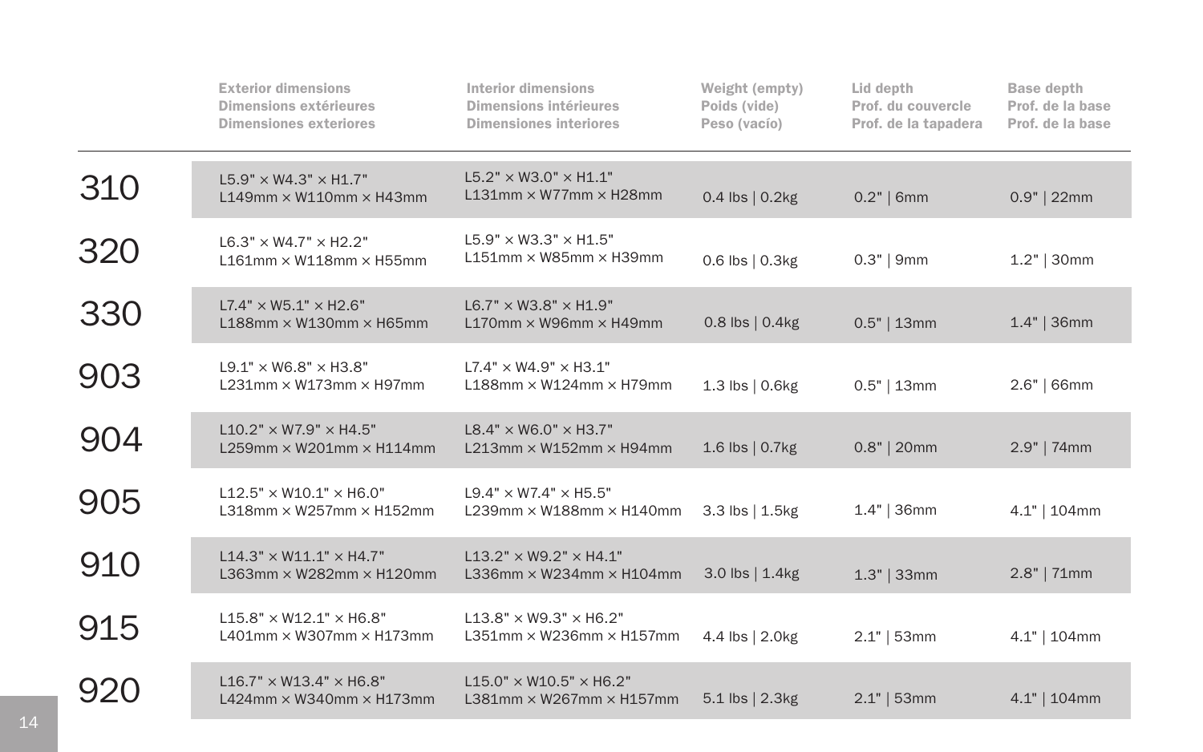| | Exterior dimensions<br>Dimensions extérieures<br>Dimensiones exteriores | Interior dimensions<br>Dimensions intérieures<br>Dimensiones interiores | Weight (empty)<br>Poids (vide)<br>Peso (vacío) | Lid depth<br>Prof. du couvercle<br>Prof. de la tapadera | Base depth<br>Prof. de la base<br>Prof. de la base |
|---|---|---|---|---|---|
| 310 | L5.9" × W4.3" × H1.7"<br>L149mm × W110mm × H43mm | L5.2" × W3.0" × H1.1"<br>L131mm × W77mm × H28mm | 0.4 lbs \| 0.2kg | 0.2" \| 6mm | 0.9" \| 22mm |
| 320 | L6.3" × W4.7" × H2.2"<br>L161mm × W118mm × H55mm | L5.9" × W3.3" × H1.5"<br>L151mm × W85mm × H39mm | 0.6 lbs \| 0.3kg | 0.3" \| 9mm | 1.2" \| 30mm |
| 330 | L7.4" × W5.1" × H2.6"<br>L188mm × W130mm × H65mm | L6.7" × W3.8" × H1.9"<br>L170mm × W96mm × H49mm | 0.8 lbs \| 0.4kg | 0.5" \| 13mm | 1.4" \| 36mm |
| 903 | L9.1" × W6.8" × H3.8"<br>L231mm × W173mm × H97mm | L7.4" × W4.9" × H3.1"<br>L188mm × W124mm × H79mm | 1.3 lbs \| 0.6kg | 0.5" \| 13mm | 2.6" \| 66mm |
| 904 | L10.2" × W7.9" × H4.5"<br>L259mm × W201mm × H114mm | L8.4" × W6.0" × H3.7"<br>L213mm × W152mm × H94mm | 1.6 lbs \| 0.7kg | 0.8" \| 20mm | 2.9" \| 74mm |
| 905 | L12.5" × W10.1" × H6.0"<br>L318mm × W257mm × H152mm | L9.4" × W7.4" × H5.5"<br>L239mm × W188mm × H140mm | 3.3 lbs \| 1.5kg | 1.4" \| 36mm | 4.1" \| 104mm |
| 910 | L14.3" × W11.1" × H4.7"<br>L363mm × W282mm × H120mm | L13.2" × W9.2" × H4.1"<br>L336mm × W234mm × H104mm | 3.0 lbs \| 1.4kg | 1.3" \| 33mm | 2.8" \| 71mm |
| 915 | L15.8" × W12.1" × H6.8"<br>L401mm × W307mm × H173mm | L13.8" × W9.3" × H6.2"<br>L351mm × W236mm × H157mm | 4.4 lbs \| 2.0kg | 2.1" \| 53mm | 4.1" \| 104mm |
| 920 | L16.7" × W13.4" × H6.8"<br>L424mm × W340mm × H173mm | L15.0" × W10.5" × H6.2"<br>L381mm × W267mm × H157mm | 5.1 lbs \| 2.3kg | 2.1" \| 53mm | 4.1" \| 104mm |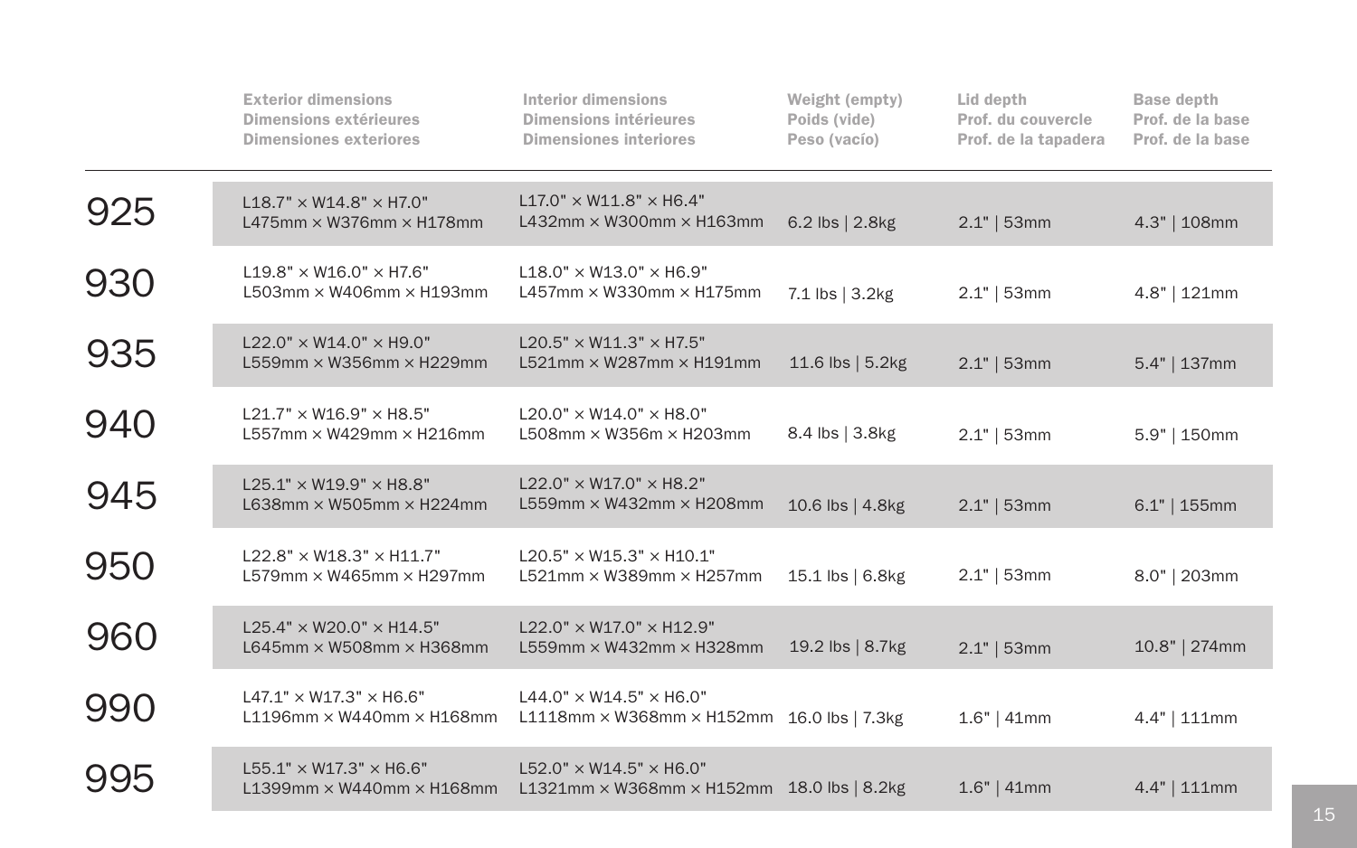| | Exterior dimensions<br>Dimensions extérieures<br>Dimensiones exteriores | Interior dimensions<br>Dimensions intérieures<br>Dimensiones interiores | Weight (empty)<br>Poids (vide)<br>Peso (vacío) | Lid depth<br>Prof. du couvercle<br>Prof. de la tapadera | Base depth<br>Prof. de la base<br>Prof. de la base |
|---|---|---|---|---|---|
| 925 | L18.7" × W14.8" × H7.0"<br>L475mm × W376mm × H178mm | L17.0" × W11.8" × H6.4"<br>L432mm × W300mm × H163mm | 6.2 lbs \| 2.8kg | 2.1" \| 53mm | 4.3" \| 108mm |
| 930 | L19.8" × W16.0" × H7.6"<br>L503mm × W406mm × H193mm | L18.0" × W13.0" × H6.9"<br>L457mm × W330mm × H175mm | 7.1 lbs \| 3.2kg | 2.1" \| 53mm | 4.8" \| 121mm |
| 935 | L22.0" × W14.0" × H9.0"<br>L559mm × W356mm × H229mm | L20.5" × W11.3" × H7.5"<br>L521mm × W287mm × H191mm | 11.6 lbs \| 5.2kg | 2.1" \| 53mm | 5.4" \| 137mm |
| 940 | L21.7" × W16.9" × H8.5"<br>L557mm × W429mm × H216mm | L20.0" × W14.0" × H8.0"<br>L508mm × W356m × H203mm | 8.4 lbs \| 3.8kg | 2.1" \| 53mm | 5.9" \| 150mm |
| 945 | L25.1" × W19.9" × H8.8"<br>L638mm × W505mm × H224mm | L22.0" × W17.0" × H8.2"<br>L559mm × W432mm × H208mm | 10.6 lbs \| 4.8kg | 2.1" \| 53mm | 6.1" \| 155mm |
| 950 | L22.8" × W18.3" × H11.7"<br>L579mm × W465mm × H297mm | L20.5" × W15.3" × H10.1"<br>L521mm × W389mm × H257mm | 15.1 lbs \| 6.8kg | 2.1" \| 53mm | 8.0" \| 203mm |
| 960 | L25.4" × W20.0" × H14.5"<br>L645mm × W508mm × H368mm | L22.0" × W17.0" × H12.9"<br>L559mm × W432mm × H328mm | 19.2 lbs \| 8.7kg | 2.1" \| 53mm | 10.8" \| 274mm |
| 990 | L47.1" × W17.3" × H6.6"<br>L1196mm × W440mm × H168mm | L44.0" × W14.5" × H6.0"<br>L1118mm × W368mm × H152mm | 16.0 lbs \| 7.3kg | 1.6" \| 41mm | 4.4" \| 111mm |
| 995 | L55.1" × W17.3" × H6.6"<br>L1399mm × W440mm × H168mm | L52.0" × W14.5" × H6.0"<br>L1321mm × W368mm × H152mm | 18.0 lbs \| 8.2kg | 1.6" \| 41mm | 4.4" \| 111mm |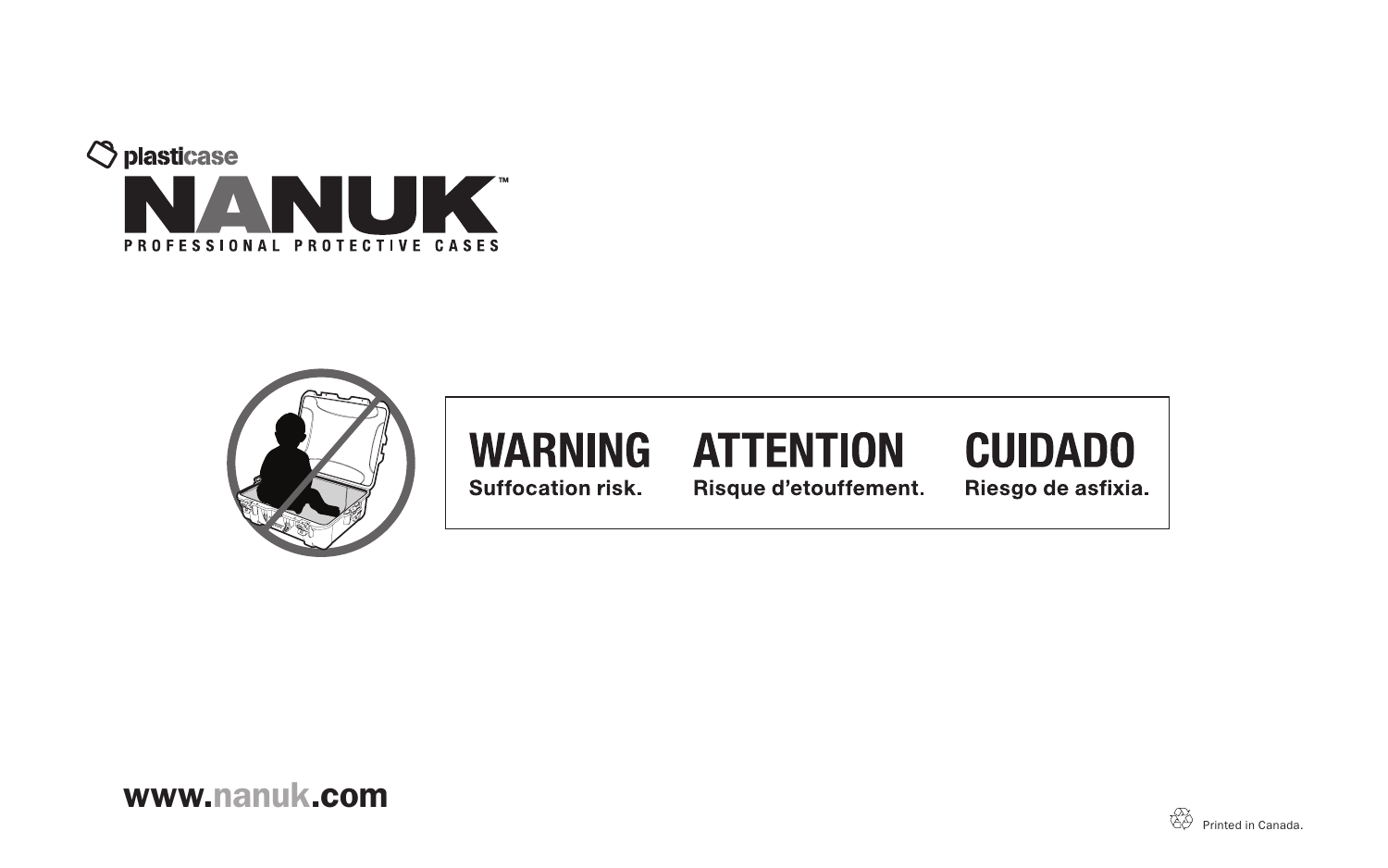plasticase

# NANUK™

PROFESSIONAL PROTECTIVE CASES

| | | |
|---|---|---|
| **WARNING** | **ATTENTION** | **CUIDADO** |
| **Suffocation risk.** | **Risque d'etouffement.** | **Riesgo de asfixia.** |

**www.nanuk.com**

Printed in Canada.